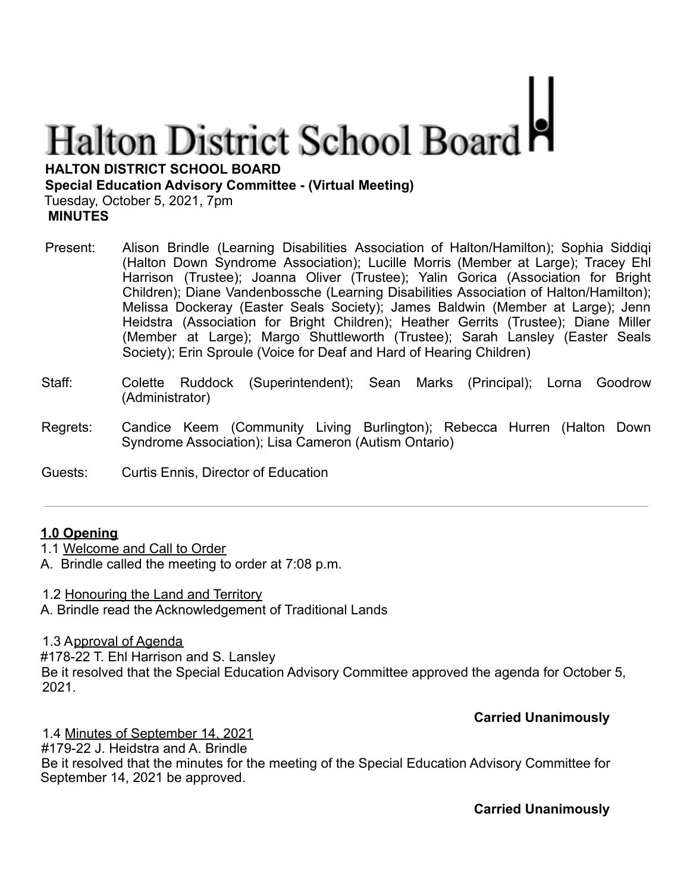# Halton District School Board

**HALTON DISTRICT SCHOOL BOARD**
**Special Education Advisory Committee - (Virtual Meeting)**
Tuesday, October 5, 2021, 7pm
**MINUTES**

Present: Alison Brindle (Learning Disabilities Association of Halton/Hamilton); Sophia Siddiqi (Halton Down Syndrome Association); Lucille Morris (Member at Large); Tracey Ehl Harrison (Trustee); Joanna Oliver (Trustee); Yalin Gorica (Association for Bright Children); Diane Vandenbossche (Learning Disabilities Association of Halton/Hamilton); Melissa Dockeray (Easter Seals Society); James Baldwin (Member at Large); Jenn Heidstra (Association for Bright Children); Heather Gerrits (Trustee); Diane Miller (Member at Large); Margo Shuttleworth (Trustee); Sarah Lansley (Easter Seals Society); Erin Sproule (Voice for Deaf and Hard of Hearing Children)

Staff: Colette Ruddock (Superintendent); Sean Marks (Principal); Lorna Goodrow (Administrator)

Regrets: Candice Keem (Community Living Burlington); Rebecca Hurren (Halton Down Syndrome Association); Lisa Cameron (Autism Ontario)

Guests: Curtis Ennis, Director of Education

---

## 1.0 Opening

1.1 Welcome and Call to Order
A. Brindle called the meeting to order at 7:08 p.m.

1.2 Honouring the Land and Territory
A. Brindle read the Acknowledgement of Traditional Lands

1.3 Approval of Agenda
#178-22 T. Ehl Harrison and S. Lansley
Be it resolved that the Special Education Advisory Committee approved the agenda for October 5, 2021.

**Carried Unanimously**

1.4 Minutes of September 14, 2021
#179-22 J. Heidstra and A. Brindle
Be it resolved that the minutes for the meeting of the Special Education Advisory Committee for September 14, 2021 be approved.

**Carried Unanimously**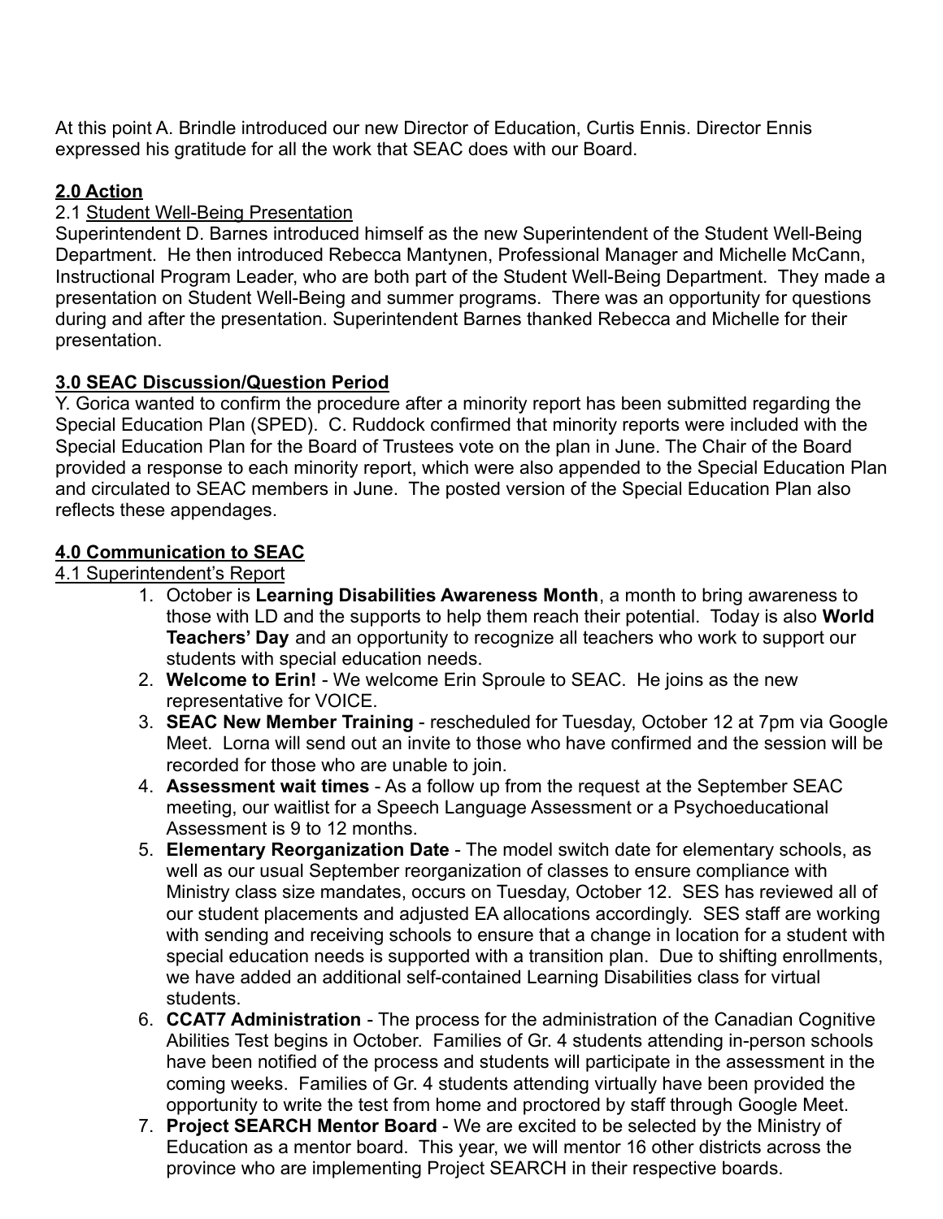At this point A. Brindle introduced our new Director of Education, Curtis Ennis. Director Ennis expressed his gratitude for all the work that SEAC does with our Board.

## 2.0 Action

### 2.1 Student Well-Being Presentation

Superintendent D. Barnes introduced himself as the new Superintendent of the Student Well-Being Department. He then introduced Rebecca Mantynen, Professional Manager and Michelle McCann, Instructional Program Leader, who are both part of the Student Well-Being Department. They made a presentation on Student Well-Being and summer programs. There was an opportunity for questions during and after the presentation. Superintendent Barnes thanked Rebecca and Michelle for their presentation.

## 3.0 SEAC Discussion/Question Period

Y. Gorica wanted to confirm the procedure after a minority report has been submitted regarding the Special Education Plan (SPED). C. Ruddock confirmed that minority reports were included with the Special Education Plan for the Board of Trustees vote on the plan in June. The Chair of the Board provided a response to each minority report, which were also appended to the Special Education Plan and circulated to SEAC members in June. The posted version of the Special Education Plan also reflects these appendages.

## 4.0 Communication to SEAC

### 4.1 Superintendent's Report

1. October is **Learning Disabilities Awareness Month**, a month to bring awareness to those with LD and the supports to help them reach their potential. Today is also **World Teachers' Day** and an opportunity to recognize all teachers who work to support our students with special education needs.
2. **Welcome to Erin!** - We welcome Erin Sproule to SEAC. He joins as the new representative for VOICE.
3. **SEAC New Member Training** - rescheduled for Tuesday, October 12 at 7pm via Google Meet. Lorna will send out an invite to those who have confirmed and the session will be recorded for those who are unable to join.
4. **Assessment wait times** - As a follow up from the request at the September SEAC meeting, our waitlist for a Speech Language Assessment or a Psychoeducational Assessment is 9 to 12 months.
5. **Elementary Reorganization Date** - The model switch date for elementary schools, as well as our usual September reorganization of classes to ensure compliance with Ministry class size mandates, occurs on Tuesday, October 12. SES has reviewed all of our student placements and adjusted EA allocations accordingly. SES staff are working with sending and receiving schools to ensure that a change in location for a student with special education needs is supported with a transition plan. Due to shifting enrollments, we have added an additional self-contained Learning Disabilities class for virtual students.
6. **CCAT7 Administration** - The process for the administration of the Canadian Cognitive Abilities Test begins in October. Families of Gr. 4 students attending in-person schools have been notified of the process and students will participate in the assessment in the coming weeks. Families of Gr. 4 students attending virtually have been provided the opportunity to write the test from home and proctored by staff through Google Meet.
7. **Project SEARCH Mentor Board** - We are excited to be selected by the Ministry of Education as a mentor board. This year, we will mentor 16 other districts across the province who are implementing Project SEARCH in their respective boards.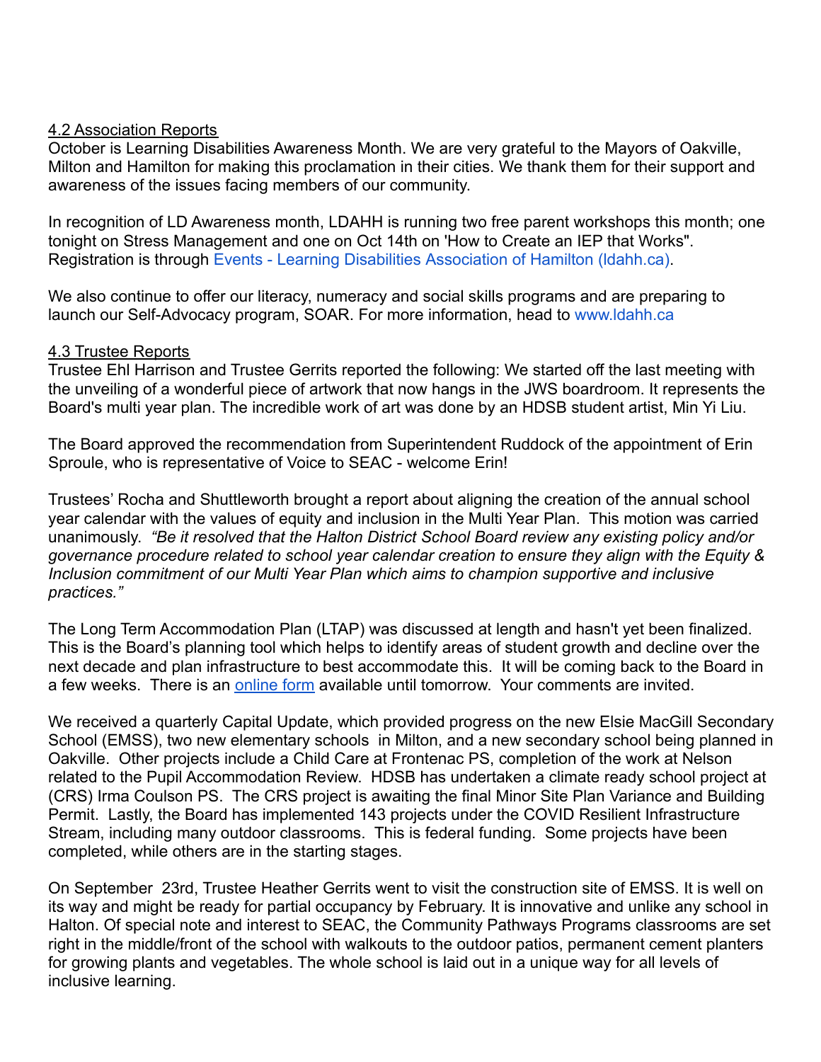4.2 Association Reports

October is Learning Disabilities Awareness Month. We are very grateful to the Mayors of Oakville, Milton and Hamilton for making this proclamation in their cities. We thank them for their support and awareness of the issues facing members of our community.

In recognition of LD Awareness month, LDAHH is running two free parent workshops this month; one tonight on Stress Management and one on Oct 14th on 'How to Create an IEP that Works". Registration is through Events - Learning Disabilities Association of Hamilton (ldahh.ca).

We also continue to offer our literacy, numeracy and social skills programs and are preparing to launch our Self-Advocacy program, SOAR. For more information, head to www.ldahh.ca

4.3 Trustee Reports

Trustee Ehl Harrison and Trustee Gerrits reported the following: We started off the last meeting with the unveiling of a wonderful piece of artwork that now hangs in the JWS boardroom. It represents the Board's multi year plan. The incredible work of art was done by an HDSB student artist, Min Yi Liu.

The Board approved the recommendation from Superintendent Ruddock of the appointment of Erin Sproule, who is representative of Voice to SEAC - welcome Erin!

Trustees' Rocha and Shuttleworth brought a report about aligning the creation of the annual school year calendar with the values of equity and inclusion in the Multi Year Plan. This motion was carried unanimously. *"Be it resolved that the Halton District School Board review any existing policy and/or governance procedure related to school year calendar creation to ensure they align with the Equity & Inclusion commitment of our Multi Year Plan which aims to champion supportive and inclusive practices."*

The Long Term Accommodation Plan (LTAP) was discussed at length and hasn't yet been finalized. This is the Board's planning tool which helps to identify areas of student growth and decline over the next decade and plan infrastructure to best accommodate this. It will be coming back to the Board in a few weeks. There is an online form available until tomorrow. Your comments are invited.

We received a quarterly Capital Update, which provided progress on the new Elsie MacGill Secondary School (EMSS), two new elementary schools in Milton, and a new secondary school being planned in Oakville. Other projects include a Child Care at Frontenac PS, completion of the work at Nelson related to the Pupil Accommodation Review. HDSB has undertaken a climate ready school project at (CRS) Irma Coulson PS. The CRS project is awaiting the final Minor Site Plan Variance and Building Permit. Lastly, the Board has implemented 143 projects under the COVID Resilient Infrastructure Stream, including many outdoor classrooms. This is federal funding. Some projects have been completed, while others are in the starting stages.

On September 23rd, Trustee Heather Gerrits went to visit the construction site of EMSS. It is well on its way and might be ready for partial occupancy by February. It is innovative and unlike any school in Halton. Of special note and interest to SEAC, the Community Pathways Programs classrooms are set right in the middle/front of the school with walkouts to the outdoor patios, permanent cement planters for growing plants and vegetables. The whole school is laid out in a unique way for all levels of inclusive learning.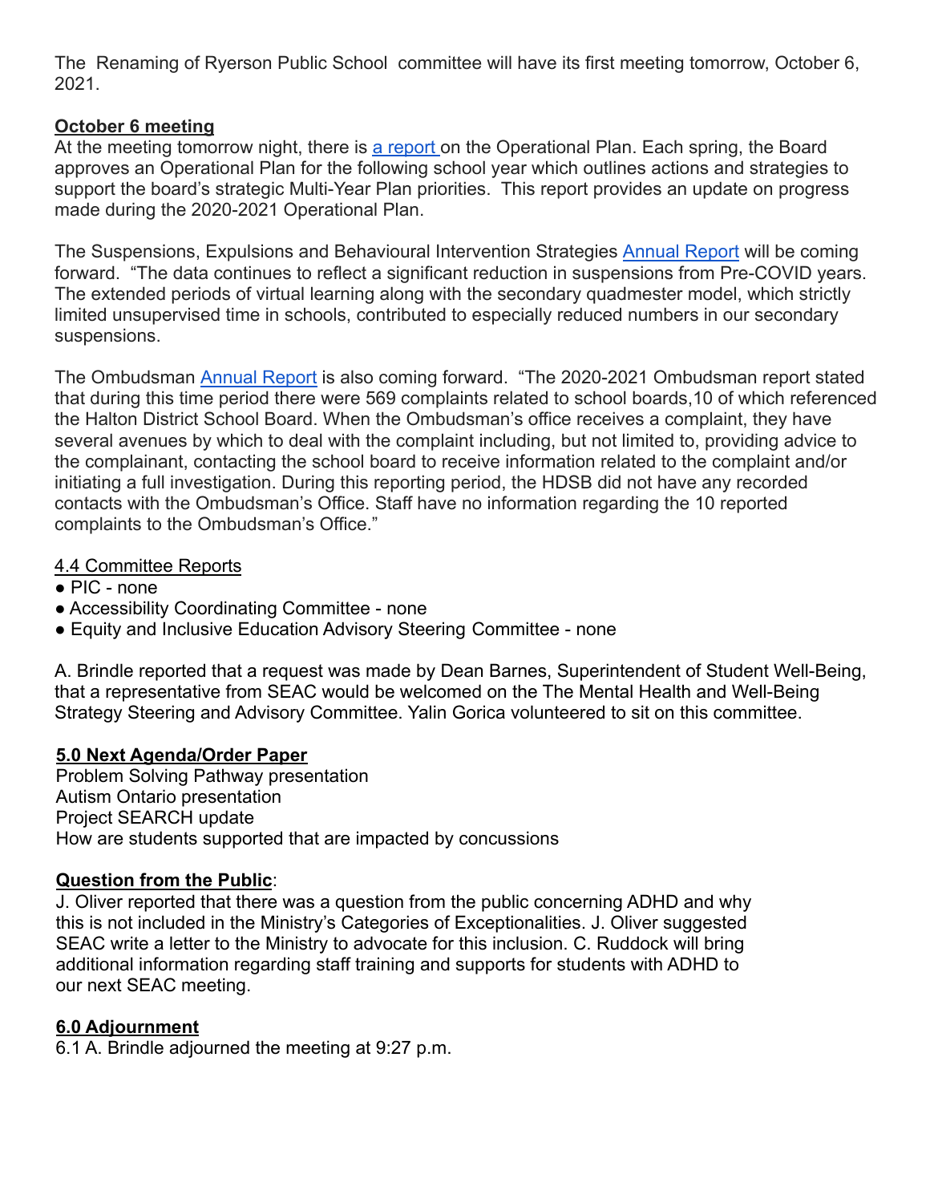The Renaming of Ryerson Public School committee will have its first meeting tomorrow, October 6, 2021.

**October 6 meeting**

At the meeting tomorrow night, there is a report on the Operational Plan. Each spring, the Board approves an Operational Plan for the following school year which outlines actions and strategies to support the board's strategic Multi-Year Plan priorities. This report provides an update on progress made during the 2020-2021 Operational Plan.

The Suspensions, Expulsions and Behavioural Intervention Strategies Annual Report will be coming forward. "The data continues to reflect a significant reduction in suspensions from Pre-COVID years. The extended periods of virtual learning along with the secondary quadmester model, which strictly limited unsupervised time in schools, contributed to especially reduced numbers in our secondary suspensions.

The Ombudsman Annual Report is also coming forward. "The 2020-2021 Ombudsman report stated that during this time period there were 569 complaints related to school boards,10 of which referenced the Halton District School Board. When the Ombudsman's office receives a complaint, they have several avenues by which to deal with the complaint including, but not limited to, providing advice to the complainant, contacting the school board to receive information related to the complaint and/or initiating a full investigation. During this reporting period, the HDSB did not have any recorded contacts with the Ombudsman's Office. Staff have no information regarding the 10 reported complaints to the Ombudsman's Office."

4.4 Committee Reports

- PIC - none
- Accessibility Coordinating Committee - none
- Equity and Inclusive Education Advisory Steering Committee - none

A. Brindle reported that a request was made by Dean Barnes, Superintendent of Student Well-Being, that a representative from SEAC would be welcomed on the The Mental Health and Well-Being Strategy Steering and Advisory Committee. Yalin Gorica volunteered to sit on this committee.

**5.0 Next Agenda/Order Paper**

Problem Solving Pathway presentation
Autism Ontario presentation
Project SEARCH update
How are students supported that are impacted by concussions

**Question from the Public**:

J. Oliver reported that there was a question from the public concerning ADHD and why this is not included in the Ministry's Categories of Exceptionalities. J. Oliver suggested SEAC write a letter to the Ministry to advocate for this inclusion. C. Ruddock will bring additional information regarding staff training and supports for students with ADHD to our next SEAC meeting.

**6.0 Adjournment**

6.1 A. Brindle adjourned the meeting at 9:27 p.m.